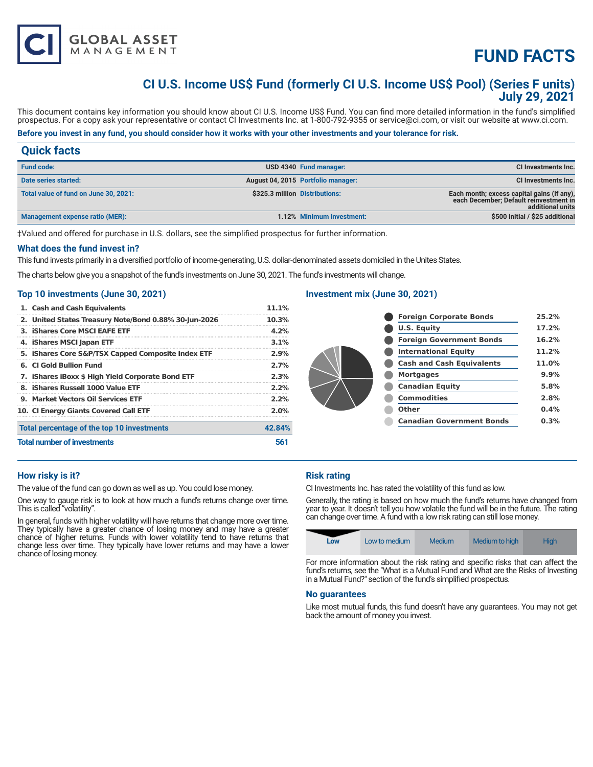CI GLOBAL ASSET MANAGEMENT

# FUND FACTS

## CI U.S. Income US$ Fund (formerly CI U.S. Income US$ Pool) (Series F units)
## July 29, 2021

This document contains key information you should know about CI U.S. Income US$ Fund. You can find more detailed information in the fund's simplified prospectus. For a copy ask your representative or contact CI Investments Inc. at 1-800-792-9355 or service@ci.com, or visit our website at www.ci.com.

**Before you invest in any fund, you should consider how it works with your other investments and your tolerance for risk.**

## Quick facts

| Fund code: | USD 4340 | Fund manager: | CI Investments Inc. |
|---|---|---|---|
| Date series started: | August 04, 2015 | Portfolio manager: | CI Investments Inc. |
| Total value of fund on June 30, 2021: | $325.3 million | Distributions: | Each month; excess capital gains (if any), each December; Default reinvestment in additional units |
| Management expense ratio (MER): | 1.12% | Minimum investment: | $500 initial / $25 additional |

‡Valued and offered for purchase in U.S. dollars, see the simplified prospectus for further information.

### What does the fund invest in?

This fund invests primarily in a diversified portfolio of income-generating, U.S. dollar-denominated assets domiciled in the Unites States.

The charts below give you a snapshot of the fund's investments on June 30, 2021. The fund's investments will change.

### Top 10 investments (June 30, 2021)

| | |
|---|---|
| 1. Cash and Cash Equivalents | 11.1% |
| 2. United States Treasury Note/Bond 0.88% 30-Jun-2026 | 10.3% |
| 3. iShares Core MSCI EAFE ETF | 4.2% |
| 4. iShares MSCI Japan ETF | 3.1% |
| 5. iShares Core S&P/TSX Capped Composite Index ETF | 2.9% |
| 6. CI Gold Bullion Fund | 2.7% |
| 7. iShares iBoxx $ High Yield Corporate Bond ETF | 2.3% |
| 8. iShares Russell 1000 Value ETF | 2.2% |
| 9. Market Vectors Oil Services ETF | 2.2% |
| 10. CI Energy Giants Covered Call ETF | 2.0% |
| **Total percentage of the top 10 investments** | **42.84%** |
| **Total number of investments** | **561** |

### Investment mix (June 30, 2021)

| | |
|---|---|
| Foreign Corporate Bonds | 25.2% |
| U.S. Equity | 17.2% |
| Foreign Government Bonds | 16.2% |
| International Equity | 11.2% |
| Cash and Cash Equivalents | 11.0% |
| Mortgages | 9.9% |
| Canadian Equity | 5.8% |
| Commodities | 2.8% |
| Other | 0.4% |
| Canadian Government Bonds | 0.3% |

### How risky is it?

The value of the fund can go down as well as up. You could lose money.

One way to gauge risk is to look at how much a fund's returns change over time. This is called "volatility".

In general, funds with higher volatility will have returns that change more over time. They typically have a greater chance of losing money and may have a greater chance of higher returns. Funds with lower volatility tend to have returns that change less over time. They typically have lower returns and may have a lower chance of losing money.

### Risk rating

CI Investments Inc. has rated the volatility of this fund as low.

Generally, the rating is based on how much the fund's returns have changed from year to year. It doesn't tell you how volatile the fund will be in the future. The rating can change over time. A fund with a low risk rating can still lose money.

| **Low** | Low to medium | Medium | Medium to high | High |
|---|---|---|---|---|

For more information about the risk rating and specific risks that can affect the fund's returns, see the "What is a Mutual Fund and What are the Risks of Investing in a Mutual Fund?" section of the fund's simplified prospectus.

### No guarantees

Like most mutual funds, this fund doesn't have any guarantees. You may not get back the amount of money you invest.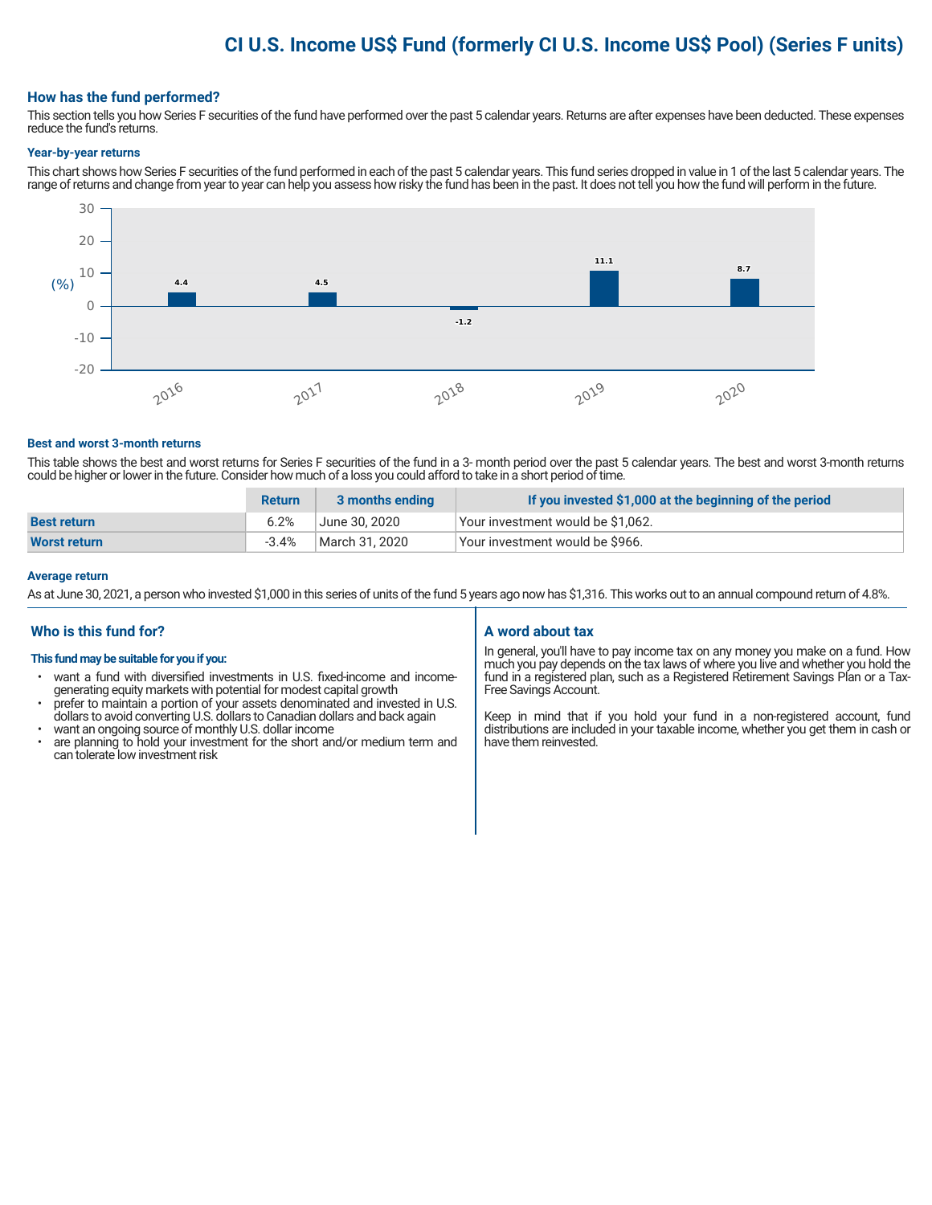# CI U.S. Income US$ Fund (formerly CI U.S. Income US$ Pool) (Series F units)

## How has the fund performed?

This section tells you how Series F securities of the fund have performed over the past 5 calendar years. Returns are after expenses have been deducted. These expenses reduce the fund's returns.

### Year-by-year returns

This chart shows how Series F securities of the fund performed in each of the past 5 calendar years. This fund series dropped in value in 1 of the last 5 calendar years. The range of returns and change from year to year can help you assess how risky the fund has been in the past. It does not tell you how the fund will perform in the future.

| Year | 2016 | 2017 | 2018 | 2019 | 2020 |
|---|---|---|---|---|---|
| Return (%) | 4.4 | 4.5 | -1.2 | 11.1 | 8.7 |

### Best and worst 3-month returns

This table shows the best and worst returns for Series F securities of the fund in a 3- month period over the past 5 calendar years. The best and worst 3-month returns could be higher or lower in the future. Consider how much of a loss you could afford to take in a short period of time.

| | Return | 3 months ending | If you invested $1,000 at the beginning of the period |
|---|---|---|---|
| **Best return** | 6.2% | June 30, 2020 | Your investment would be $1,062. |
| **Worst return** | -3.4% | March 31, 2020 | Your investment would be $966. |

### Average return

As at June 30, 2021, a person who invested $1,000 in this series of units of the fund 5 years ago now has $1,316. This works out to an annual compound return of 4.8%.

## Who is this fund for?

**This fund may be suitable for you if you:**

- want a fund with diversified investments in U.S. fixed-income and income-generating equity markets with potential for modest capital growth
- prefer to maintain a portion of your assets denominated and invested in U.S. dollars to avoid converting U.S. dollars to Canadian dollars and back again
- want an ongoing source of monthly U.S. dollar income
- are planning to hold your investment for the short and/or medium term and can tolerate low investment risk

## A word about tax

In general, you'll have to pay income tax on any money you make on a fund. How much you pay depends on the tax laws of where you live and whether you hold the fund in a registered plan, such as a Registered Retirement Savings Plan or a Tax-Free Savings Account.

Keep in mind that if you hold your fund in a non-registered account, fund distributions are included in your taxable income, whether you get them in cash or have them reinvested.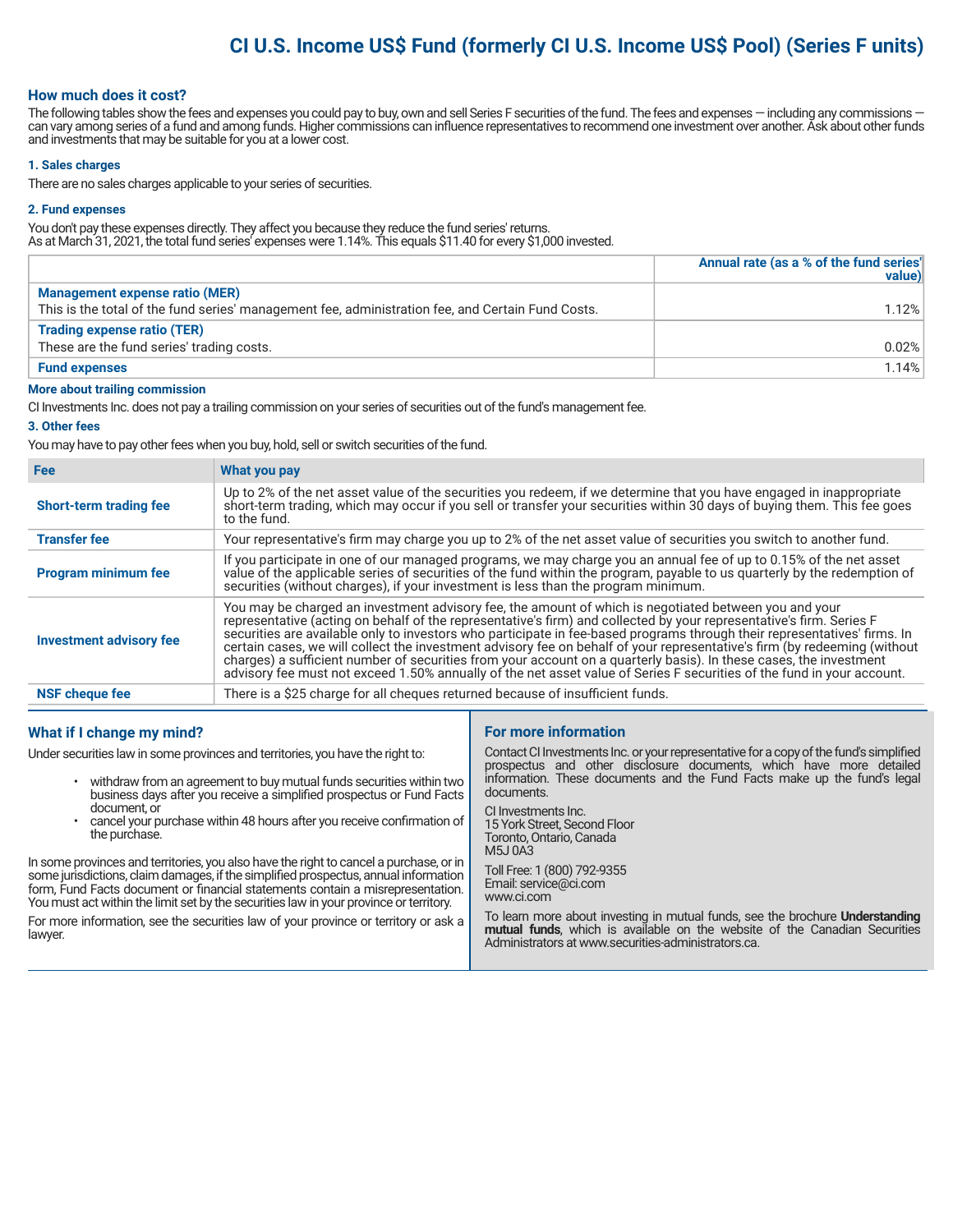# CI U.S. Income US$ Fund (formerly CI U.S. Income US$ Pool) (Series F units)

## How much does it cost?

The following tables show the fees and expenses you could pay to buy, own and sell Series F securities of the fund. The fees and expenses — including any commissions — can vary among series of a fund and among funds. Higher commissions can influence representatives to recommend one investment over another. Ask about other funds and investments that may be suitable for you at a lower cost.

### 1. Sales charges

There are no sales charges applicable to your series of securities.

### 2. Fund expenses

You don't pay these expenses directly. They affect you because they reduce the fund series' returns.
As at March 31, 2021, the total fund series' expenses were 1.14%. This equals $11.40 for every $1,000 invested.

| | Annual rate (as a % of the fund series' value) |
|---|---|
| **Management expense ratio (MER)**<br>This is the total of the fund series' management fee, administration fee, and Certain Fund Costs. | 1.12% |
| **Trading expense ratio (TER)**<br>These are the fund series' trading costs. | 0.02% |
| **Fund expenses** | 1.14% |

**More about trailing commission**

CI Investments Inc. does not pay a trailing commission on your series of securities out of the fund's management fee.

### 3. Other fees

You may have to pay other fees when you buy, hold, sell or switch securities of the fund.

| Fee | What you pay |
|---|---|
| **Short-term trading fee** | Up to 2% of the net asset value of the securities you redeem, if we determine that you have engaged in inappropriate short-term trading, which may occur if you sell or transfer your securities within 30 days of buying them. This fee goes to the fund. |
| **Transfer fee** | Your representative's firm may charge you up to 2% of the net asset value of securities you switch to another fund. |
| **Program minimum fee** | If you participate in one of our managed programs, we may charge you an annual fee of up to 0.15% of the net asset value of the applicable series of securities of the fund within the program, payable to us quarterly by the redemption of securities (without charges), if your investment is less than the program minimum. |
| **Investment advisory fee** | You may be charged an investment advisory fee, the amount of which is negotiated between you and your representative (acting on behalf of the representative's firm) and collected by your representative's firm. Series F securities are available only to investors who participate in fee-based programs through their representatives' firms. In certain cases, we will collect the investment advisory fee on behalf of your representative's firm (by redeeming (without charges) a sufficient number of securities from your account on a quarterly basis). In these cases, the investment advisory fee must not exceed 1.50% annually of the net asset value of Series F securities of the fund in your account. |
| **NSF cheque fee** | There is a $25 charge for all cheques returned because of insufficient funds. |

## What if I change my mind?

Under securities law in some provinces and territories, you have the right to:

- withdraw from an agreement to buy mutual funds securities within two business days after you receive a simplified prospectus or Fund Facts document, or
- cancel your purchase within 48 hours after you receive confirmation of the purchase.

In some provinces and territories, you also have the right to cancel a purchase, or in some jurisdictions, claim damages, if the simplified prospectus, annual information form, Fund Facts document or financial statements contain a misrepresentation. You must act within the limit set by the securities law in your province or territory.

For more information, see the securities law of your province or territory or ask a lawyer.

## For more information

Contact CI Investments Inc. or your representative for a copy of the fund's simplified prospectus and other disclosure documents, which have more detailed information. These documents and the Fund Facts make up the fund's legal documents.

CI Investments Inc.
15 York Street, Second Floor
Toronto, Ontario, Canada
M5J 0A3

Toll Free: 1 (800) 792-9355
Email: service@ci.com
www.ci.com

To learn more about investing in mutual funds, see the brochure **Understanding mutual funds**, which is available on the website of the Canadian Securities Administrators at www.securities-administrators.ca.